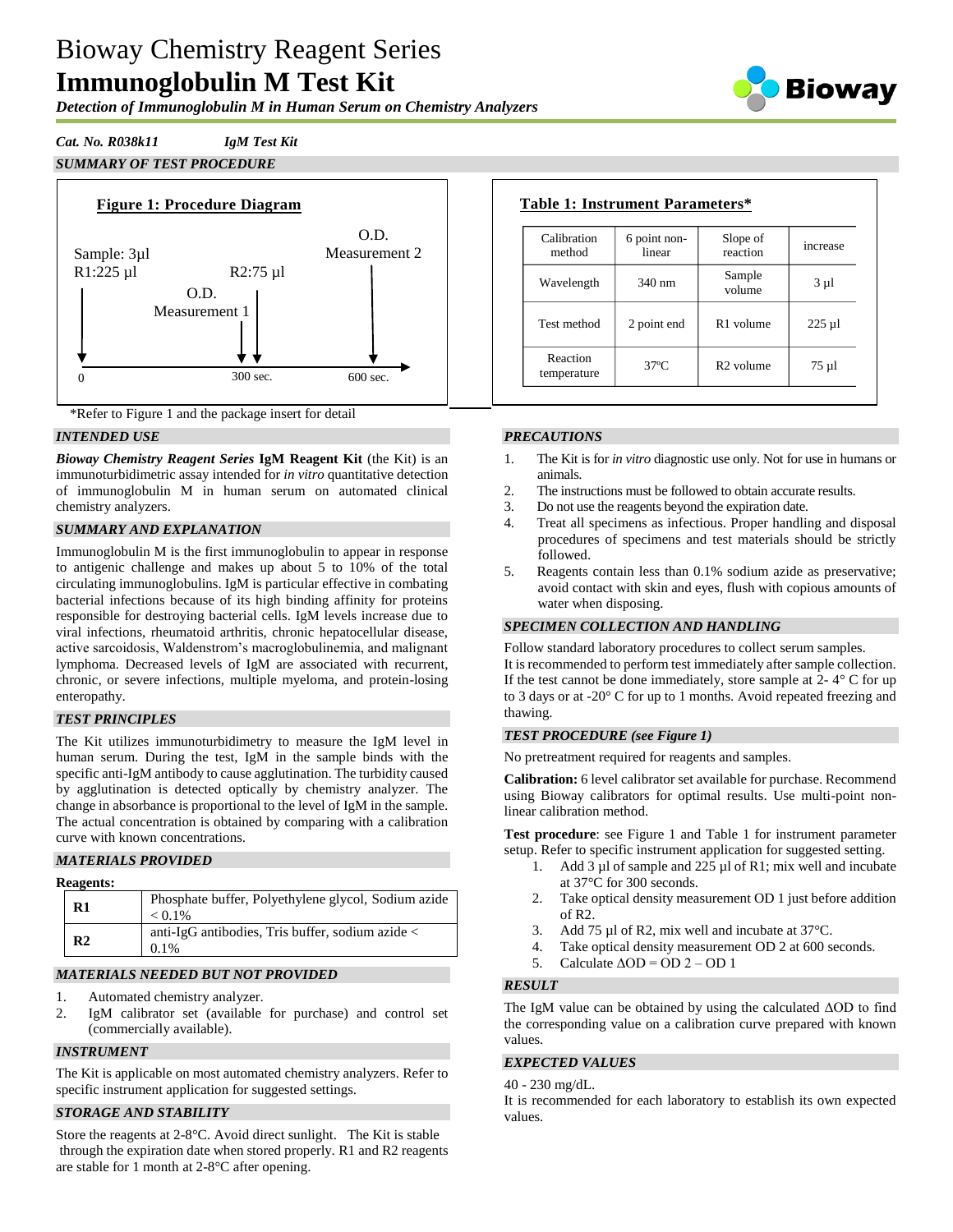# Bioway Chemistry Reagent Series
# Immunoglobulin M Test Kit

***Detection of Immunoglobulin M in Human Serum on Chemistry Analyzers***

***Cat. No. R038k11*** ***IgM Test Kit***

## *SUMMARY OF TEST PROCEDURE*

**Figure 1: Procedure Diagram**

Sample: 3µl
R1:225 µl
O.D. Measurement 1
R2:75 µl
O.D. Measurement 2
0
300 sec.
600 sec.

*Refer to Figure 1 and the package insert for detail

**Table 1: Instrument Parameters***

| | | | |
|---|---|---|---|
| Calibration method | 6 point non-linear | Slope of reaction | increase |
| Wavelength | 340 nm | Sample volume | 3 µl |
| Test method | 2 point end | R1 volume | 225 µl |
| Reaction temperature | 37ºC | R2 volume | 75 µl |

## *INTENDED USE*

***Bioway Chemistry Reagent Series*** **IgM Reagent Kit** (the Kit) is an immunoturbidimetric assay intended for *in vitro* quantitative detection of immunoglobulin M in human serum on automated clinical chemistry analyzers.

## *SUMMARY AND EXPLANATION*

Immunoglobulin M is the first immunoglobulin to appear in response to antigenic challenge and makes up about 5 to 10% of the total circulating immunoglobulins. IgM is particular effective in combating bacterial infections because of its high binding affinity for proteins responsible for destroying bacterial cells. IgM levels increase due to viral infections, rheumatoid arthritis, chronic hepatocellular disease, active sarcoidosis, Waldenstrom's macroglobulinemia, and malignant lymphoma. Decreased levels of IgM are associated with recurrent, chronic, or severe infections, multiple myeloma, and protein-losing enteropathy.

## *TEST PRINCIPLES*

The Kit utilizes immunoturbidimetry to measure the IgM level in human serum. During the test, IgM in the sample binds with the specific anti-IgM antibody to cause agglutination. The turbidity caused by agglutination is detected optically by chemistry analyzer. The change in absorbance is proportional to the level of IgM in the sample. The actual concentration is obtained by comparing with a calibration curve with known concentrations.

## *MATERIALS PROVIDED*

**Reagents:**

| | |
|---|---|
| **R1** | Phosphate buffer, Polyethylene glycol, Sodium azide < 0.1% |
| **R2** | anti-IgG antibodies, Tris buffer, sodium azide < 0.1% |

## *MATERIALS NEEDED BUT NOT PROVIDED*

1. Automated chemistry analyzer.
2. IgM calibrator set (available for purchase) and control set (commercially available).

## *INSTRUMENT*

The Kit is applicable on most automated chemistry analyzers. Refer to specific instrument application for suggested settings.

## *STORAGE AND STABILITY*

Store the reagents at 2-8°C. Avoid direct sunlight. The Kit is stable through the expiration date when stored properly. R1 and R2 reagents are stable for 1 month at 2-8°C after opening.

## *PRECAUTIONS*

1. The Kit is for *in vitro* diagnostic use only. Not for use in humans or animals.
2. The instructions must be followed to obtain accurate results.
3. Do not use the reagents beyond the expiration date.
4. Treat all specimens as infectious. Proper handling and disposal procedures of specimens and test materials should be strictly followed.
5. Reagents contain less than 0.1% sodium azide as preservative; avoid contact with skin and eyes, flush with copious amounts of water when disposing.

## *SPECIMEN COLLECTION AND HANDLING*

Follow standard laboratory procedures to collect serum samples.
It is recommended to perform test immediately after sample collection. If the test cannot be done immediately, store sample at 2- 4° C for up to 3 days or at -20° C for up to 1 months. Avoid repeated freezing and thawing.

## *TEST PROCEDURE (see Figure 1)*

No pretreatment required for reagents and samples.

**Calibration:** 6 level calibrator set available for purchase. Recommend using Bioway calibrators for optimal results. Use multi-point non-linear calibration method.

**Test procedure**: see Figure 1 and Table 1 for instrument parameter setup. Refer to specific instrument application for suggested setting.

1. Add 3 µl of sample and 225 µl of R1; mix well and incubate at 37°C for 300 seconds.
2. Take optical density measurement OD 1 just before addition of R2.
3. Add 75 µl of R2, mix well and incubate at 37°C.
4. Take optical density measurement OD 2 at 600 seconds.
5. Calculate ΔOD = OD 2 – OD 1

## *RESULT*

The IgM value can be obtained by using the calculated ΔOD to find the corresponding value on a calibration curve prepared with known values.

## *EXPECTED VALUES*

40 - 230 mg/dL.
It is recommended for each laboratory to establish its own expected values.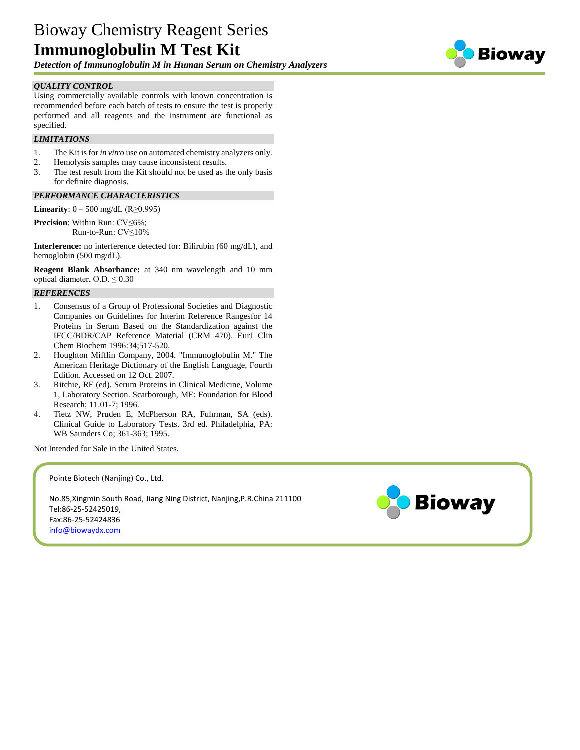# Bioway Chemistry Reagent Series

# Immunoglobulin M Test Kit

***Detection of Immunoglobulin M in Human Serum on Chemistry Analyzers***

### *QUALITY CONTROL*

Using commercially available controls with known concentration is recommended before each batch of tests to ensure the test is properly performed and all reagents and the instrument are functional as specified.

### *LIMITATIONS*

1. The Kit is for *in vitro* use on automated chemistry analyzers only.
2. Hemolysis samples may cause inconsistent results.
3. The test result from the Kit should not be used as the only basis for definite diagnosis.

### *PERFORMANCE CHARACTERISTICS*

**Linearity**: 0 – 500 mg/dL (R≥0.995)

**Precision**: Within Run: CV≤6%;
Run-to-Run: CV≤10%

**Interference:** no interference detected for: Bilirubin (60 mg/dL), and hemoglobin (500 mg/dL).

**Reagent Blank Absorbance:** at 340 nm wavelength and 10 mm optical diameter, O.D. ≤ 0.30

### *REFERENCES*

1. Consensus of a Group of Professional Societies and Diagnostic Companies on Guidelines for Interim Reference Rangesfor 14 Proteins in Serum Based on the Standardization against the IFCC/BDR/CAP Reference Material (CRM 470). EurJ Clin Chem Biochem 1996:34;517-520.
2. Houghton Mifflin Company, 2004. "Immunoglobulin M." The American Heritage Dictionary of the English Language, Fourth Edition. Accessed on 12 Oct. 2007.
3. Ritchie, RF (ed). Serum Proteins in Clinical Medicine, Volume 1, Laboratory Section. Scarborough, ME: Foundation for Blood Research; 11.01-7; 1996.
4. Tietz NW, Pruden E, McPherson RA, Fuhrman, SA (eds). Clinical Guide to Laboratory Tests. 3rd ed. Philadelphia, PA: WB Saunders Co; 361-363; 1995.

---

Not Intended for Sale in the United States.

Pointe Biotech (Nanjing) Co., Ltd.

No.85,Xingmin South Road, Jiang Ning District, Nanjing,P.R.China 211100
Tel:86-25-52425019,
Fax:86-25-52424836
info@biowaydx.com